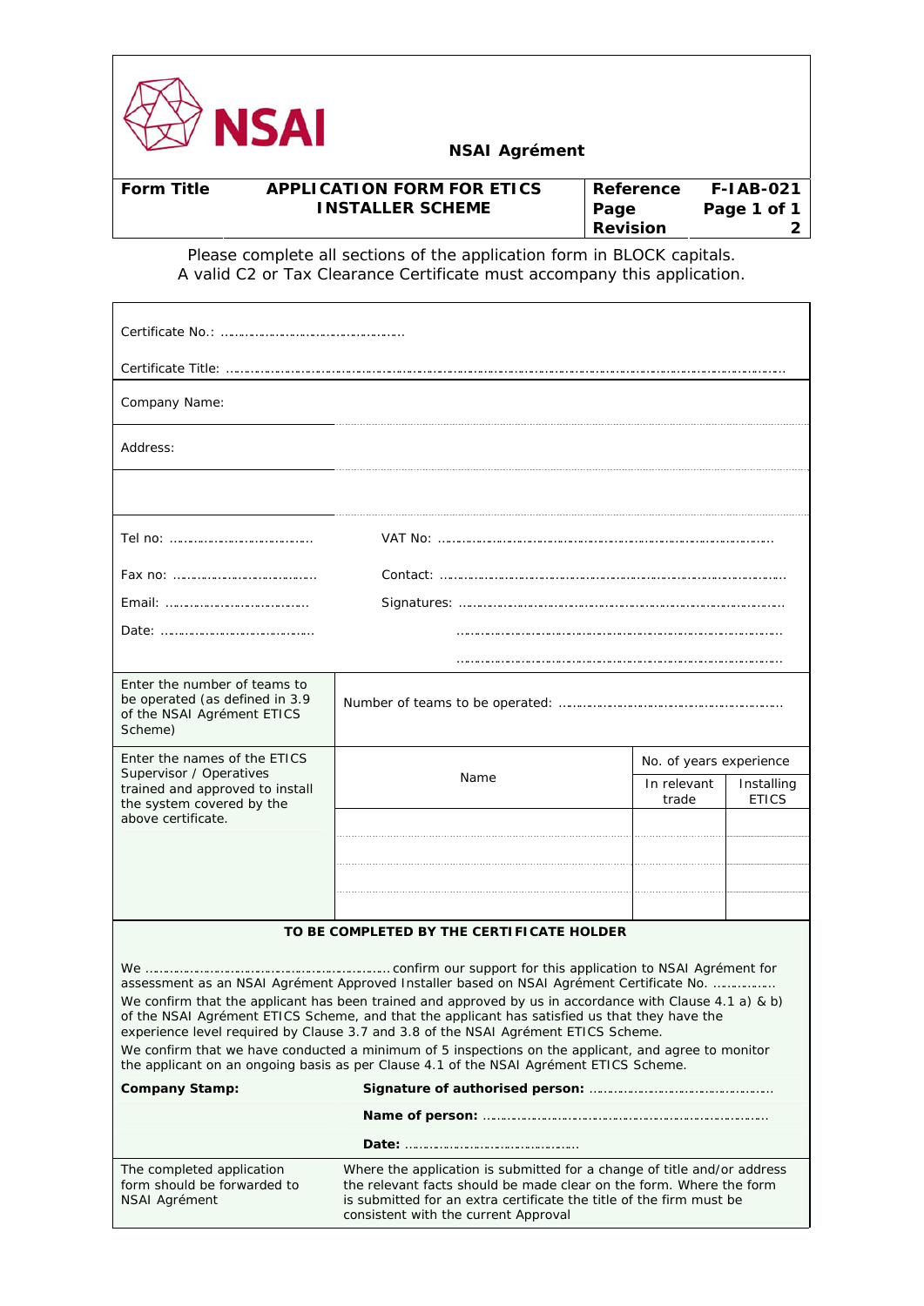# NSAI Agrément

| Form Title | APPLICATION FORM FOR ETICS INSTALLER SCHEME | Reference | F-IAB-021 |
|---|---|---|---|
| | | Page | Page 1 of 1 |
| | | Revision | 2 |

Please complete all sections of the application form in BLOCK capitals.
A valid C2 or Tax Clearance Certificate must accompany this application.

Certificate No.: ……………………………………

Certificate Title: ……………………………………………………………………………………………………………………

Company Name:

Address:

Tel no: ……………………………… VAT No: ……………………………………………………………………

Fax no: ……………………………… Contact: ……………………………………………………………………

Email: ……………………………… Signatures: …………………………………………………………………

Date: ……………………………… …………………………………………………………………

…………………………………………………………………

| Enter the number of teams to be operated (as defined in 3.9 of the NSAI Agrément ETICS Scheme) | Number of teams to be operated: ………………………………………… | | |
|---|---|---|---|
| **Enter the names of the ETICS Supervisor / Operatives trained and approved to install the system covered by the above certificate.** | **Name** | **No. of years experience** | |
| | | **In relevant trade** | **Installing ETICS** |
| | | | |
| | | | |
| | | | |
| | | | |

**TO BE COMPLETED BY THE CERTIFICATE HOLDER**

We ……………………………………………… confirm our support for this application to NSAI Agrément for assessment as an NSAI Agrément Approved Installer based on NSAI Agrément Certificate No. ……………

We confirm that the applicant has been trained and approved by us in accordance with Clause 4.1 a) & b) of the NSAI Agrément ETICS Scheme, and that the applicant has satisfied us that they have the experience level required by Clause 3.7 and 3.8 of the NSAI Agrément ETICS Scheme.

We confirm that we have conducted a minimum of 5 inspections on the applicant, and agree to monitor the applicant on an ongoing basis as per Clause 4.1 of the NSAI Agrément ETICS Scheme.

**Company Stamp:**

**Signature of authorised person:** ……………………………………

**Name of person:** ………………………………………………………

**Date:** ……………………………………

| The completed application form should be forwarded to NSAI Agrément | Where the application is submitted for a change of title and/or address the relevant facts should be made clear on the form. Where the form is submitted for an extra certificate the title of the firm must be consistent with the current Approval |
|---|---|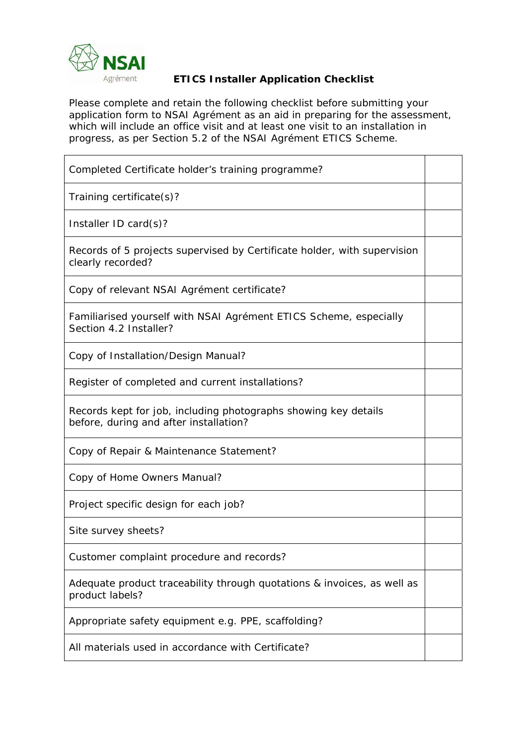## ETICS Installer Application Checklist

Please complete and retain the following checklist before submitting your application form to NSAI Agrément as an aid in preparing for the assessment, which will include an office visit and at least one visit to an installation in progress, as per Section 5.2 of the NSAI Agrément ETICS Scheme.

| | |
|---|---|
| Completed Certificate holder's training programme? | |
| Training certificate(s)? | |
| Installer ID card(s)? | |
| Records of 5 projects supervised by Certificate holder, with supervision clearly recorded? | |
| Copy of relevant NSAI Agrément certificate? | |
| Familiarised yourself with NSAI Agrément ETICS Scheme, especially Section 4.2 Installer? | |
| Copy of Installation/Design Manual? | |
| Register of completed and current installations? | |
| Records kept for job, including photographs showing key details before, during and after installation? | |
| Copy of Repair & Maintenance Statement? | |
| Copy of Home Owners Manual? | |
| Project specific design for each job? | |
| Site survey sheets? | |
| Customer complaint procedure and records? | |
| Adequate product traceability through quotations & invoices, as well as product labels? | |
| Appropriate safety equipment e.g. PPE, scaffolding? | |
| All materials used in accordance with Certificate? | |